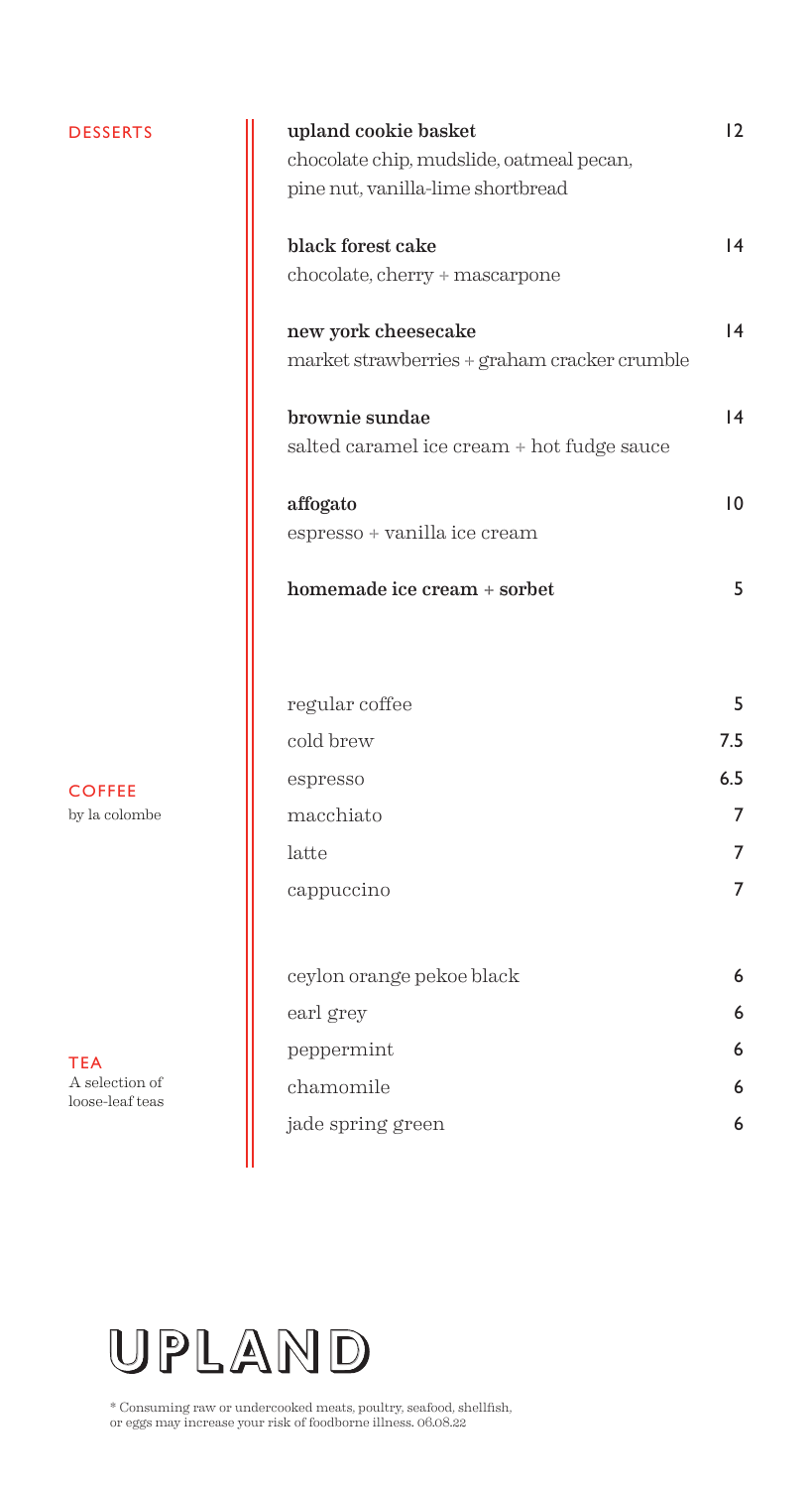## DESSERTS

**upland cookie basket** 12
chocolate chip, mudslide, oatmeal pecan, pine nut, vanilla-lime shortbread

**black forest cake** 14
chocolate, cherry + mascarpone

**new york cheesecake** 14
market strawberries + graham cracker crumble

**brownie sundae** 14
salted caramel ice cream + hot fudge sauce

**affogato** 10
espresso + vanilla ice cream

**homemade ice cream + sorbet** 5

## COFFEE

by la colombe

| | |
|---|---|
| regular coffee | 5 |
| cold brew | 7.5 |
| espresso | 6.5 |
| macchiato | 7 |
| latte | 7 |
| cappuccino | 7 |

## TEA

A selection of loose-leaf teas

| | |
|---|---|
| ceylon orange pekoe black | 6 |
| earl grey | 6 |
| peppermint | 6 |
| chamomile | 6 |
| jade spring green | 6 |

# UPLAND

* Consuming raw or undercooked meats, poultry, seafood, shellfish, or eggs may increase your risk of foodborne illness. 06.08.22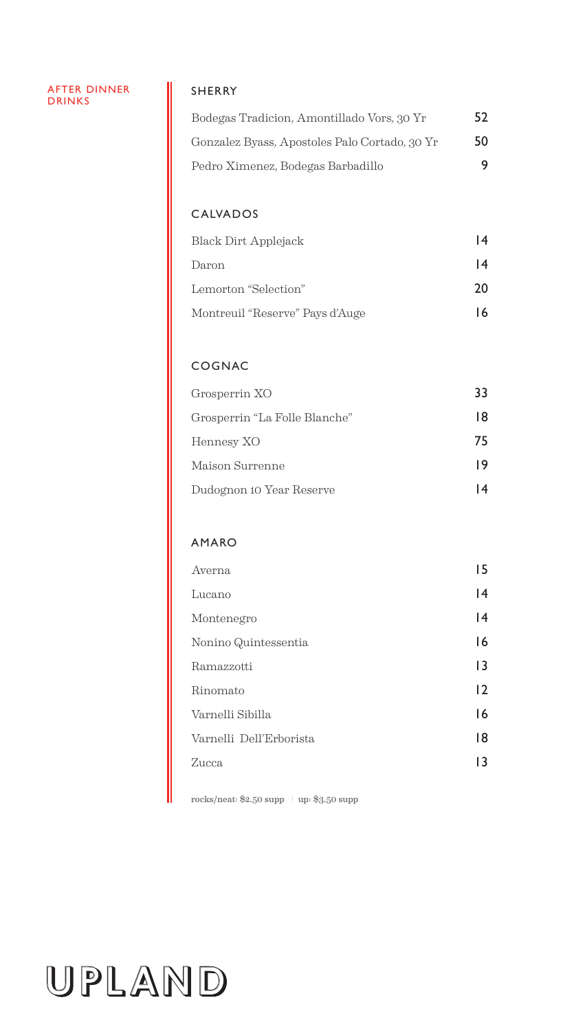AFTER DINNER DRINKS

## SHERRY

| | |
|---|---|
| Bodegas Tradicion, Amontillado Vors, 30 Yr | 52 |
| Gonzalez Byass, Apostoles Palo Cortado, 30 Yr | 50 |
| Pedro Ximenez, Bodegas Barbadillo | 9 |

## CALVADOS

| | |
|---|---|
| Black Dirt Applejack | 14 |
| Daron | 14 |
| Lemorton "Selection" | 20 |
| Montreuil "Reserve" Pays d'Auge | 16 |

## COGNAC

| | |
|---|---|
| Grosperrin XO | 33 |
| Grosperrin "La Folle Blanche" | 18 |
| Hennesy XO | 75 |
| Maison Surrenne | 19 |
| Dudognon 10 Year Reserve | 14 |

## AMARO

| | |
|---|---|
| Averna | 15 |
| Lucano | 14 |
| Montenegro | 14 |
| Nonino Quintessentia | 16 |
| Ramazzotti | 13 |
| Rinomato | 12 |
| Varnelli Sibilla | 16 |
| Varnelli Dell'Erborista | 18 |
| Zucca | 13 |

rocks/neat: $2.50 supp | up: $3.50 supp

UPLAND